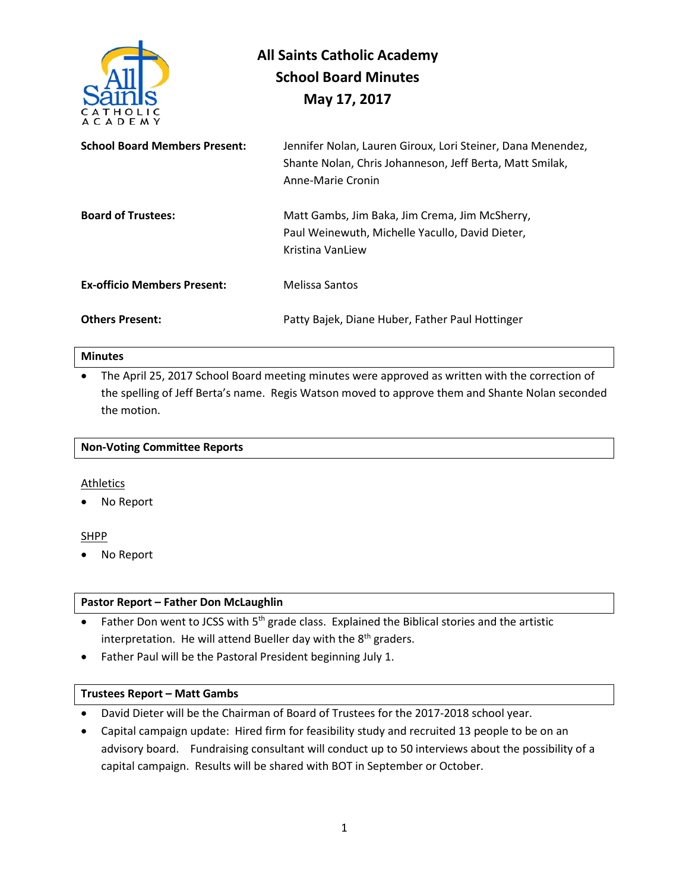# All Saints Catholic Academy
## School Board Minutes
## May 17, 2017

| | |
|---|---|
| **School Board Members Present:** | Jennifer Nolan, Lauren Giroux, Lori Steiner, Dana Menendez, Shante Nolan, Chris Johanneson, Jeff Berta, Matt Smilak, Anne-Marie Cronin |
| **Board of Trustees:** | Matt Gambs, Jim Baka, Jim Crema, Jim McSherry, Paul Weinewuth, Michelle Yacullo, David Dieter, Kristina VanLiew |
| **Ex-officio Members Present:** | Melissa Santos |
| **Others Present:** | Patty Bajek, Diane Huber, Father Paul Hottinger |

### Minutes

- The April 25, 2017 School Board meeting minutes were approved as written with the correction of the spelling of Jeff Berta's name. Regis Watson moved to approve them and Shante Nolan seconded the motion.

### Non-Voting Committee Reports

Athletics

- No Report

SHPP

- No Report

### Pastor Report – Father Don McLaughlin

- Father Don went to JCSS with 5th grade class. Explained the Biblical stories and the artistic interpretation. He will attend Bueller day with the 8th graders.
- Father Paul will be the Pastoral President beginning July 1.

### Trustees Report – Matt Gambs

- David Dieter will be the Chairman of Board of Trustees for the 2017-2018 school year.
- Capital campaign update: Hired firm for feasibility study and recruited 13 people to be on an advisory board. Fundraising consultant will conduct up to 50 interviews about the possibility of a capital campaign. Results will be shared with BOT in September or October.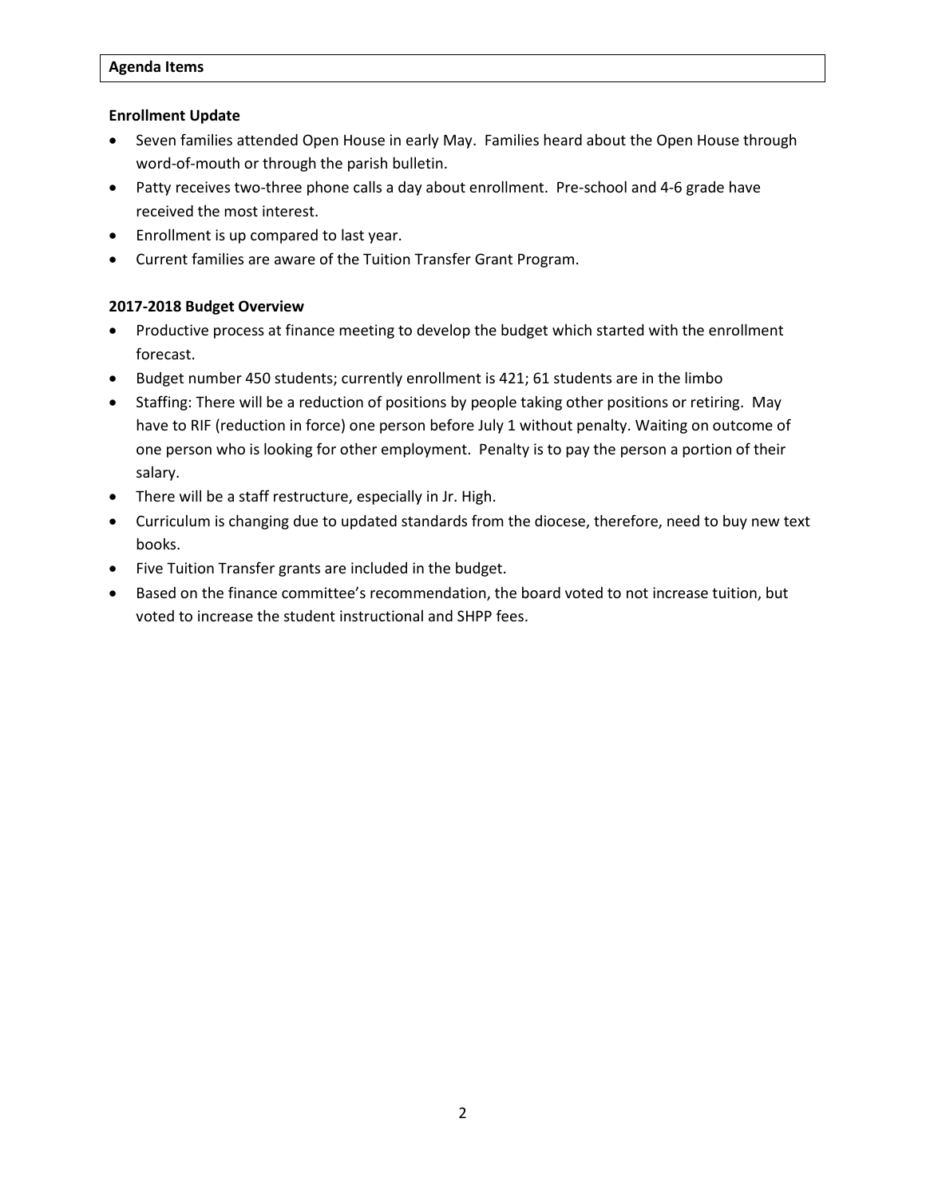**Agenda Items**

**Enrollment Update**

- Seven families attended Open House in early May. Families heard about the Open House through word-of-mouth or through the parish bulletin.
- Patty receives two-three phone calls a day about enrollment. Pre-school and 4-6 grade have received the most interest.
- Enrollment is up compared to last year.
- Current families are aware of the Tuition Transfer Grant Program.

**2017-2018 Budget Overview**

- Productive process at finance meeting to develop the budget which started with the enrollment forecast.
- Budget number 450 students; currently enrollment is 421; 61 students are in the limbo
- Staffing: There will be a reduction of positions by people taking other positions or retiring. May have to RIF (reduction in force) one person before July 1 without penalty. Waiting on outcome of one person who is looking for other employment. Penalty is to pay the person a portion of their salary.
- There will be a staff restructure, especially in Jr. High.
- Curriculum is changing due to updated standards from the diocese, therefore, need to buy new text books.
- Five Tuition Transfer grants are included in the budget.
- Based on the finance committee's recommendation, the board voted to not increase tuition, but voted to increase the student instructional and SHPP fees.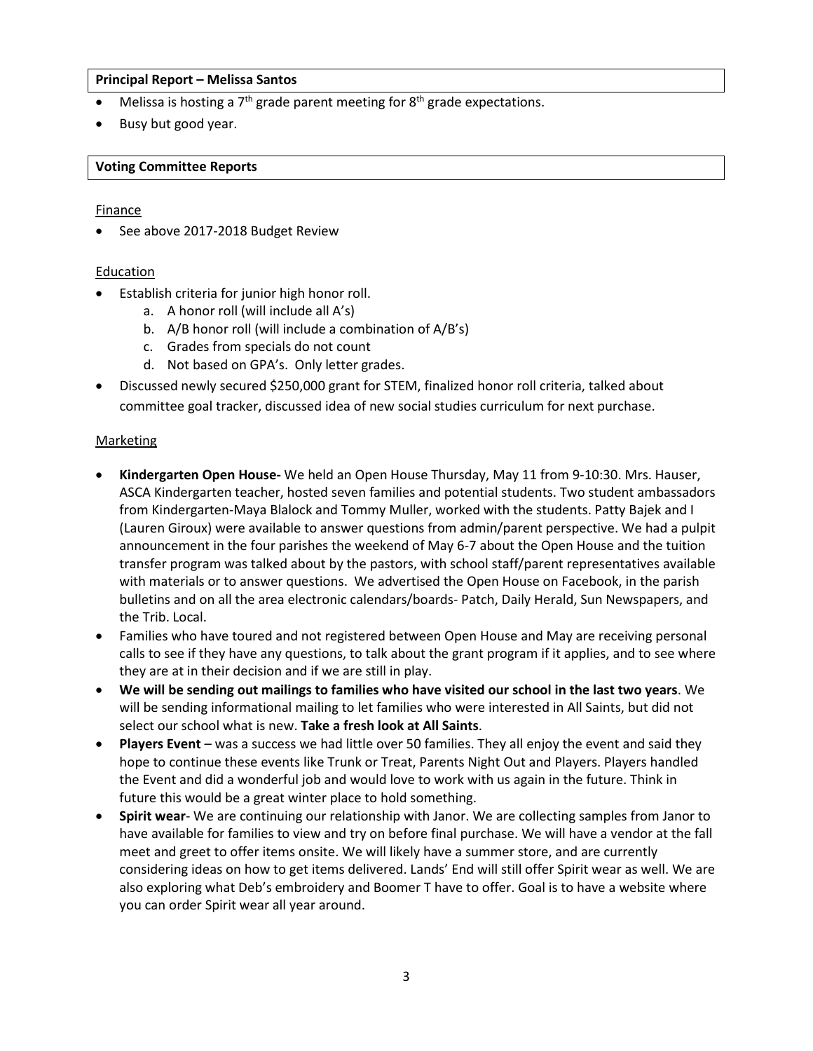**Principal Report – Melissa Santos**

- Melissa is hosting a 7th grade parent meeting for 8th grade expectations.
- Busy but good year.

**Voting Committee Reports**

Finance

- See above 2017-2018 Budget Review

Education

- Establish criteria for junior high honor roll.
  a. A honor roll (will include all A's)
  b. A/B honor roll (will include a combination of A/B's)
  c. Grades from specials do not count
  d. Not based on GPA's. Only letter grades.
- Discussed newly secured $250,000 grant for STEM, finalized honor roll criteria, talked about committee goal tracker, discussed idea of new social studies curriculum for next purchase.

Marketing

- **Kindergarten Open House-** We held an Open House Thursday, May 11 from 9-10:30. Mrs. Hauser, ASCA Kindergarten teacher, hosted seven families and potential students. Two student ambassadors from Kindergarten-Maya Blalock and Tommy Muller, worked with the students. Patty Bajek and I (Lauren Giroux) were available to answer questions from admin/parent perspective. We had a pulpit announcement in the four parishes the weekend of May 6-7 about the Open House and the tuition transfer program was talked about by the pastors, with school staff/parent representatives available with materials or to answer questions. We advertised the Open House on Facebook, in the parish bulletins and on all the area electronic calendars/boards- Patch, Daily Herald, Sun Newspapers, and the Trib. Local.
- Families who have toured and not registered between Open House and May are receiving personal calls to see if they have any questions, to talk about the grant program if it applies, and to see where they are at in their decision and if we are still in play.
- **We will be sending out mailings to families who have visited our school in the last two years**. We will be sending informational mailing to let families who were interested in All Saints, but did not select our school what is new. **Take a fresh look at All Saints**.
- **Players Event** – was a success we had little over 50 families. They all enjoy the event and said they hope to continue these events like Trunk or Treat, Parents Night Out and Players. Players handled the Event and did a wonderful job and would love to work with us again in the future. Think in future this would be a great winter place to hold something.
- **Spirit wear**- We are continuing our relationship with Janor. We are collecting samples from Janor to have available for families to view and try on before final purchase. We will have a vendor at the fall meet and greet to offer items onsite. We will likely have a summer store, and are currently considering ideas on how to get items delivered. Lands' End will still offer Spirit wear as well. We are also exploring what Deb's embroidery and Boomer T have to offer. Goal is to have a website where you can order Spirit wear all year around.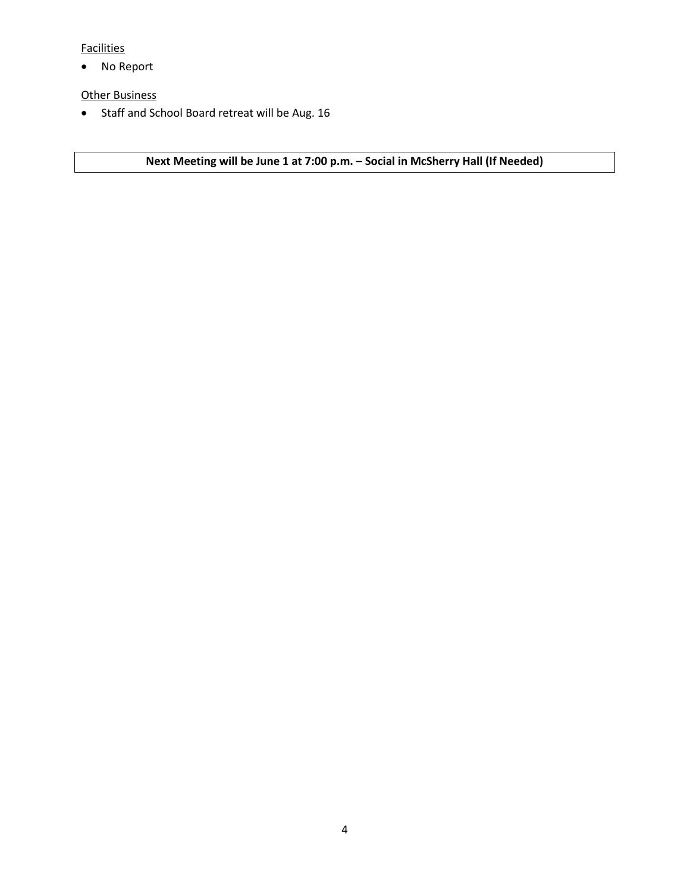Facilities

- No Report

Other Business

- Staff and School Board retreat will be Aug. 16

**Next Meeting will be June 1 at 7:00 p.m. – Social in McSherry Hall (If Needed)**